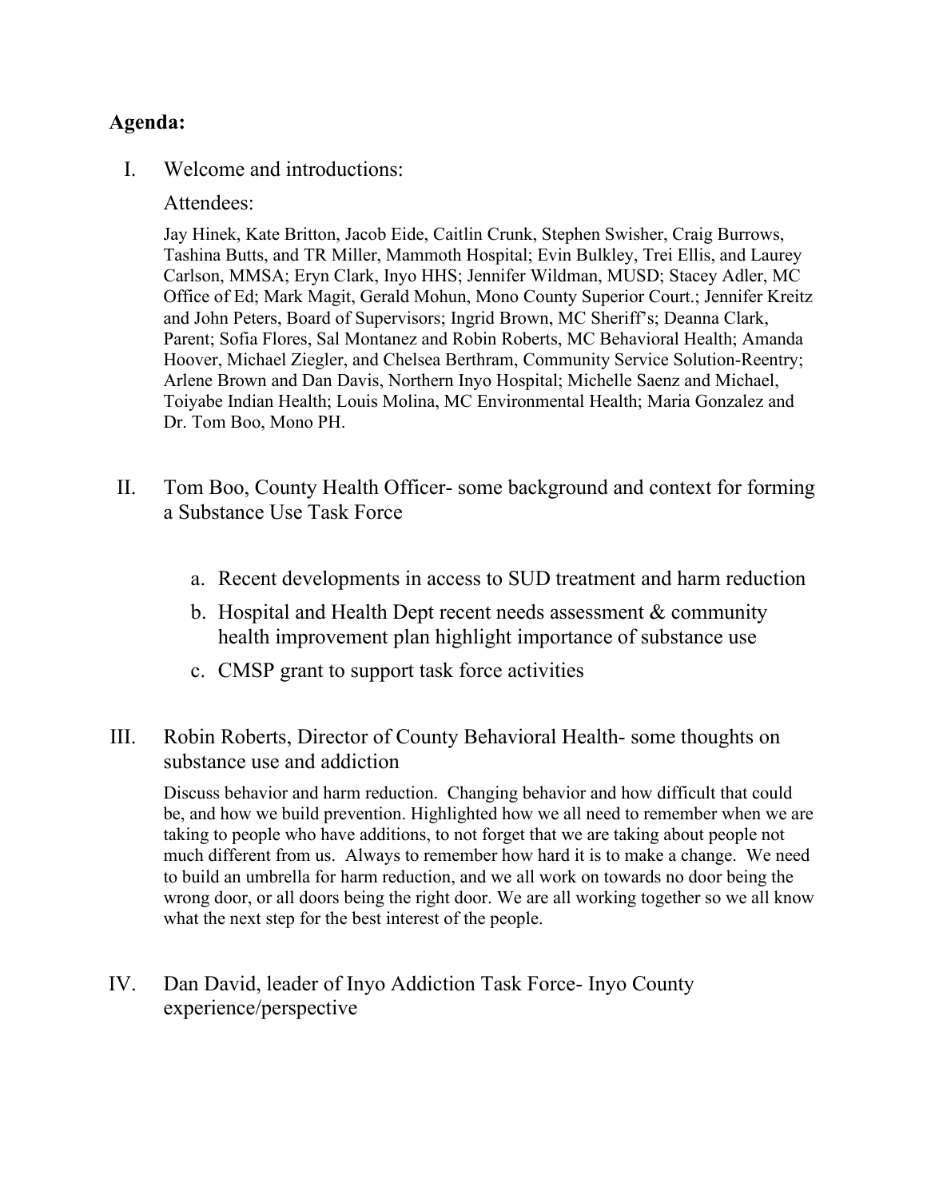**Agenda:**

I. Welcome and introductions:

   Attendees:

   Jay Hinek, Kate Britton, Jacob Eide, Caitlin Crunk, Stephen Swisher, Craig Burrows, Tashina Butts, and TR Miller, Mammoth Hospital; Evin Bulkley, Trei Ellis, and Laurey Carlson, MMSA; Eryn Clark, Inyo HHS; Jennifer Wildman, MUSD; Stacey Adler, MC Office of Ed; Mark Magit, Gerald Mohun, Mono County Superior Court.; Jennifer Kreitz and John Peters, Board of Supervisors; Ingrid Brown, MC Sheriff's; Deanna Clark, Parent; Sofia Flores, Sal Montanez and Robin Roberts, MC Behavioral Health; Amanda Hoover, Michael Ziegler, and Chelsea Berthram, Community Service Solution-Reentry; Arlene Brown and Dan Davis, Northern Inyo Hospital; Michelle Saenz and Michael, Toiyabe Indian Health; Louis Molina, MC Environmental Health; Maria Gonzalez and Dr. Tom Boo, Mono PH.

II. Tom Boo, County Health Officer- some background and context for forming a Substance Use Task Force

   a. Recent developments in access to SUD treatment and harm reduction
   b. Hospital and Health Dept recent needs assessment & community health improvement plan highlight importance of substance use
   c. CMSP grant to support task force activities

III. Robin Roberts, Director of County Behavioral Health- some thoughts on substance use and addiction

   Discuss behavior and harm reduction. Changing behavior and how difficult that could be, and how we build prevention. Highlighted how we all need to remember when we are taking to people who have additions, to not forget that we are taking about people not much different from us. Always to remember how hard it is to make a change. We need to build an umbrella for harm reduction, and we all work on towards no door being the wrong door, or all doors being the right door. We are all working together so we all know what the next step for the best interest of the people.

IV. Dan David, leader of Inyo Addiction Task Force- Inyo County experience/perspective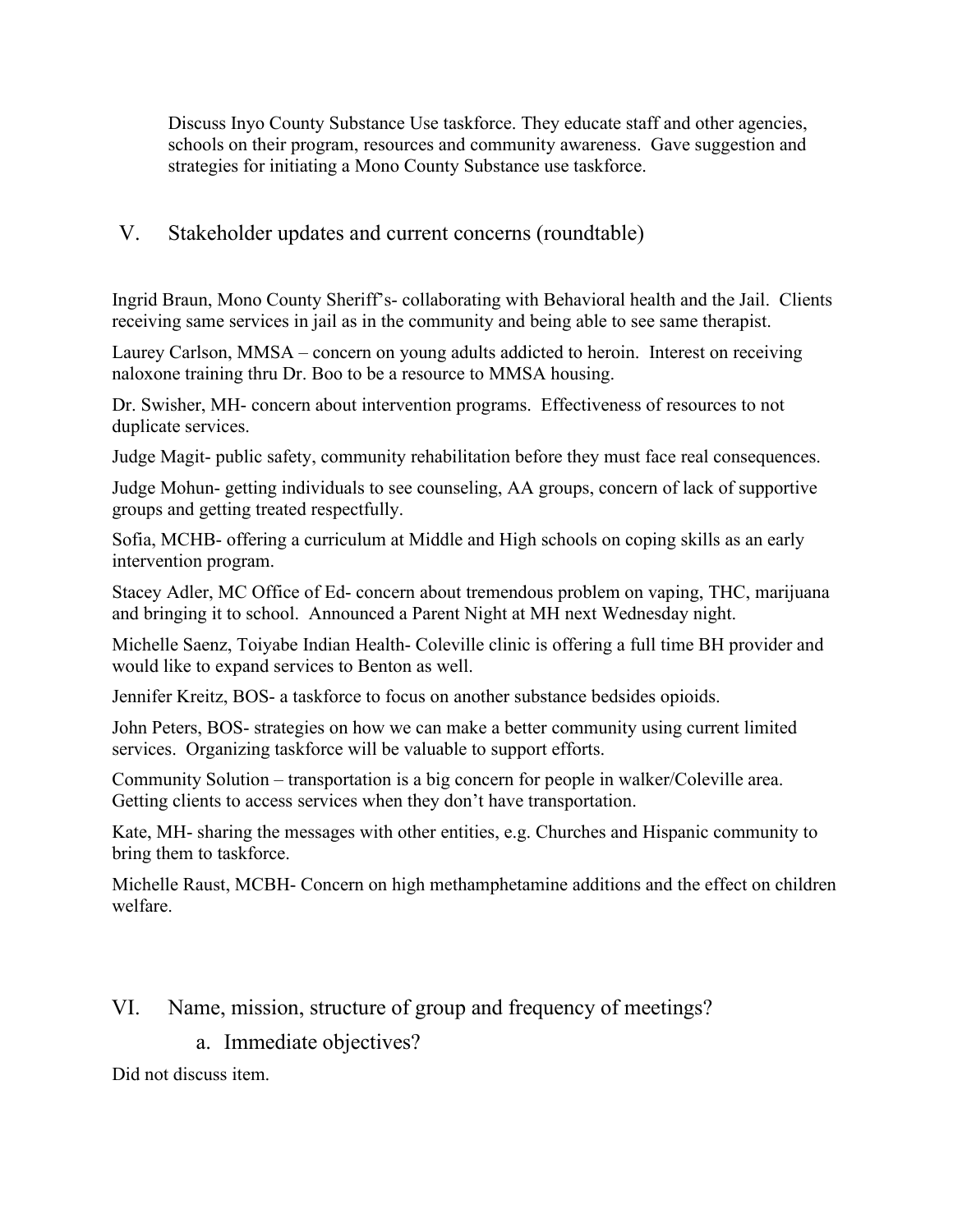Discuss Inyo County Substance Use taskforce. They educate staff and other agencies, schools on their program, resources and community awareness. Gave suggestion and strategies for initiating a Mono County Substance use taskforce.

## V. Stakeholder updates and current concerns (roundtable)

Ingrid Braun, Mono County Sheriff's- collaborating with Behavioral health and the Jail. Clients receiving same services in jail as in the community and being able to see same therapist.

Laurey Carlson, MMSA – concern on young adults addicted to heroin. Interest on receiving naloxone training thru Dr. Boo to be a resource to MMSA housing.

Dr. Swisher, MH- concern about intervention programs. Effectiveness of resources to not duplicate services.

Judge Magit- public safety, community rehabilitation before they must face real consequences.

Judge Mohun- getting individuals to see counseling, AA groups, concern of lack of supportive groups and getting treated respectfully.

Sofia, MCHB- offering a curriculum at Middle and High schools on coping skills as an early intervention program.

Stacey Adler, MC Office of Ed- concern about tremendous problem on vaping, THC, marijuana and bringing it to school. Announced a Parent Night at MH next Wednesday night.

Michelle Saenz, Toiyabe Indian Health- Coleville clinic is offering a full time BH provider and would like to expand services to Benton as well.

Jennifer Kreitz, BOS- a taskforce to focus on another substance bedsides opioids.

John Peters, BOS- strategies on how we can make a better community using current limited services. Organizing taskforce will be valuable to support efforts.

Community Solution – transportation is a big concern for people in walker/Coleville area. Getting clients to access services when they don't have transportation.

Kate, MH- sharing the messages with other entities, e.g. Churches and Hispanic community to bring them to taskforce.

Michelle Raust, MCBH- Concern on high methamphetamine additions and the effect on children welfare.

## VI. Name, mission, structure of group and frequency of meetings?

a. Immediate objectives?

Did not discuss item.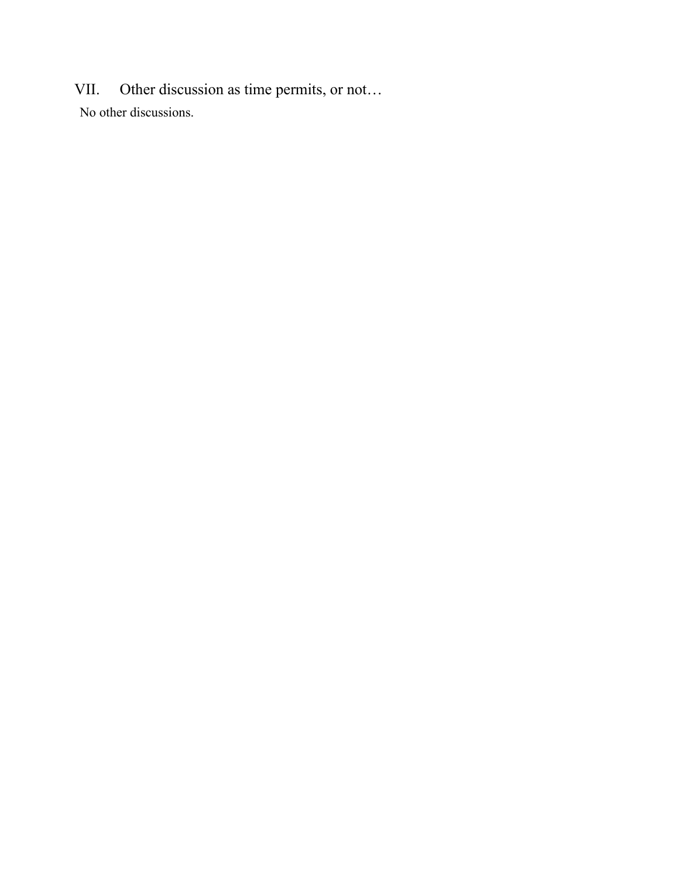## VII. Other discussion as time permits, or not…

No other discussions.